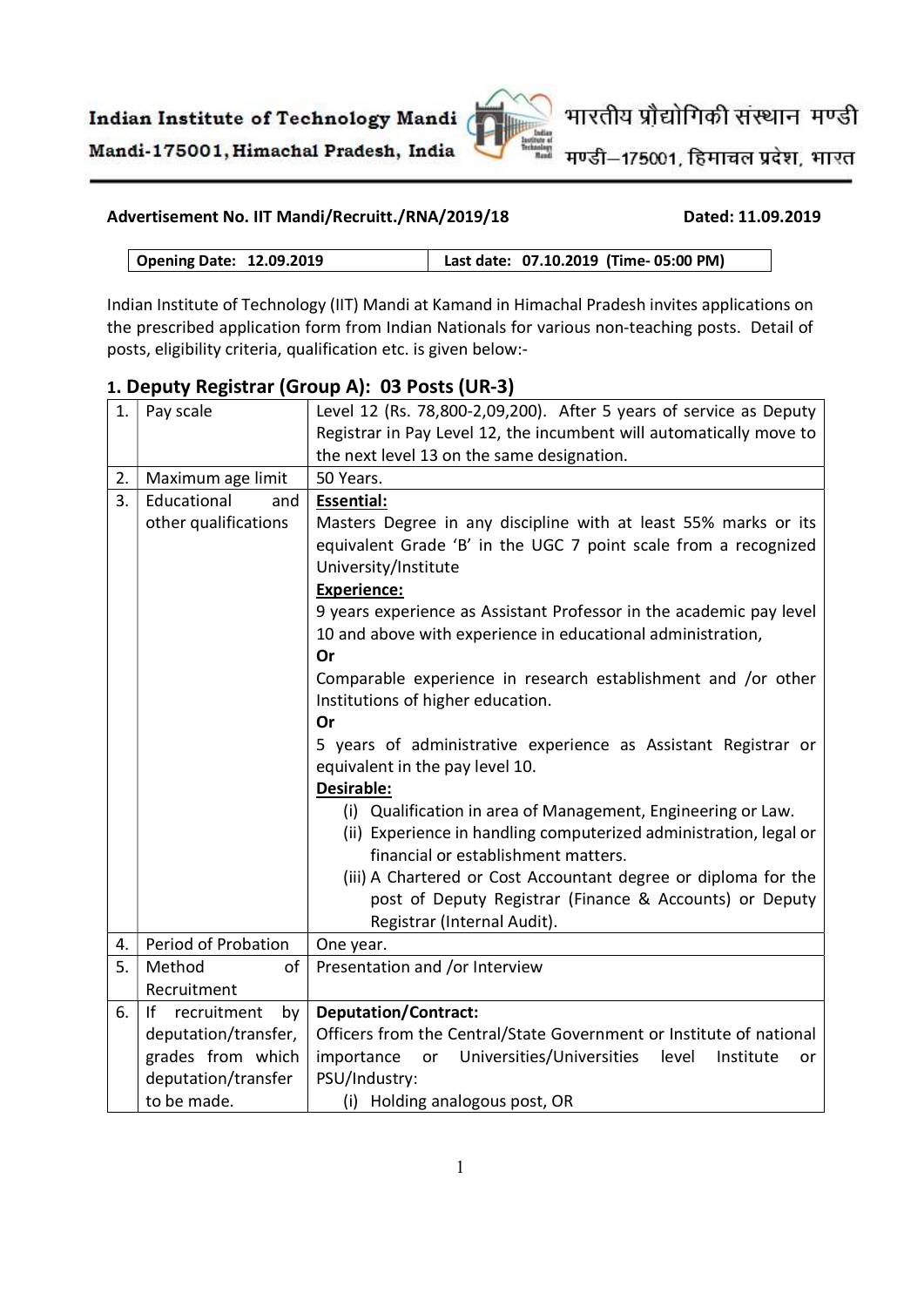**Indian Institute of Technology Mandi**
**Mandi-175001, Himachal Pradesh, India**

भारतीय प्रौद्योगिकी संस्थान मण्डी
मण्डी–175001, हिमाचल प्रदेश, भारत

**Advertisement No. IIT Mandi/Recruitt./RNA/2019/18** **Dated: 11.09.2019**

| **Opening Date: 12.09.2019** | **Last date: 07.10.2019 (Time- 05:00 PM)** |
|---|---|

Indian Institute of Technology (IIT) Mandi at Kamand in Himachal Pradesh invites applications on the prescribed application form from Indian Nationals for various non-teaching posts. Detail of posts, eligibility criteria, qualification etc. is given below:-

## 1. Deputy Registrar (Group A): 03 Posts (UR-3)

| | | |
|---|---|---|
| 1. | Pay scale | Level 12 (Rs. 78,800-2,09,200). After 5 years of service as Deputy Registrar in Pay Level 12, the incumbent will automatically move to the next level 13 on the same designation. |
| 2. | Maximum age limit | 50 Years. |
| 3. | Educational and other qualifications | **Essential:**<br>Masters Degree in any discipline with at least 55% marks or its equivalent Grade 'B' in the UGC 7 point scale from a recognized University/Institute<br>**Experience:**<br>9 years experience as Assistant Professor in the academic pay level 10 and above with experience in educational administration,<br>**Or**<br>Comparable experience in research establishment and /or other Institutions of higher education.<br>**Or**<br>5 years of administrative experience as Assistant Registrar or equivalent in the pay level 10.<br>**Desirable:**<br>(i) Qualification in area of Management, Engineering or Law.<br>(ii) Experience in handling computerized administration, legal or financial or establishment matters.<br>(iii) A Chartered or Cost Accountant degree or diploma for the post of Deputy Registrar (Finance & Accounts) or Deputy Registrar (Internal Audit). |
| 4. | Period of Probation | One year. |
| 5. | Method of Recruitment | Presentation and /or Interview |
| 6. | If recruitment by deputation/transfer, grades from which deputation/transfer to be made. | **Deputation/Contract:**<br>Officers from the Central/State Government or Institute of national importance or Universities/Universities level Institute or PSU/Industry:<br>(i) Holding analogous post, OR |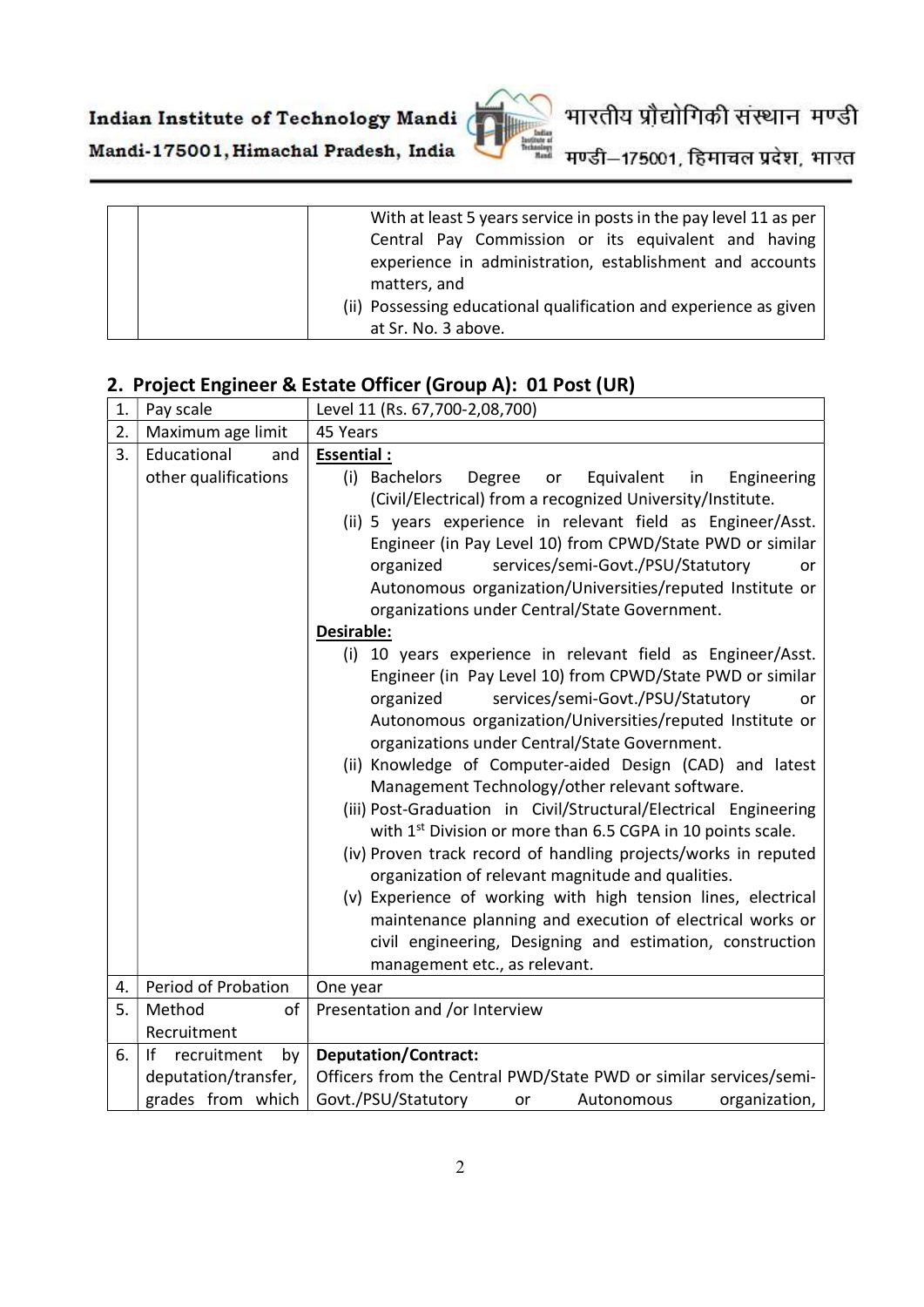| | | With at least 5 years service in posts in the pay level 11 as per Central Pay Commission or its equivalent and having experience in administration, establishment and accounts matters, and<br>(ii) Possessing educational qualification and experience as given at Sr. No. 3 above. |
|---|---|---|

## 2. Project Engineer & Estate Officer (Group A): 01 Post (UR)

| 1. | Pay scale | Level 11 (Rs. 67,700-2,08,700) |
|---|---|---|
| 2. | Maximum age limit | 45 Years |
| 3. | Educational and other qualifications | **Essential :**<br>(i) Bachelors Degree or Equivalent in Engineering (Civil/Electrical) from a recognized University/Institute.<br>(ii) 5 years experience in relevant field as Engineer/Asst. Engineer (in Pay Level 10) from CPWD/State PWD or similar organized services/semi-Govt./PSU/Statutory or Autonomous organization/Universities/reputed Institute or organizations under Central/State Government.<br>**Desirable:**<br>(i) 10 years experience in relevant field as Engineer/Asst. Engineer (in Pay Level 10) from CPWD/State PWD or similar organized services/semi-Govt./PSU/Statutory or Autonomous organization/Universities/reputed Institute or organizations under Central/State Government.<br>(ii) Knowledge of Computer-aided Design (CAD) and latest Management Technology/other relevant software.<br>(iii) Post-Graduation in Civil/Structural/Electrical Engineering with 1st Division or more than 6.5 CGPA in 10 points scale.<br>(iv) Proven track record of handling projects/works in reputed organization of relevant magnitude and qualities.<br>(v) Experience of working with high tension lines, electrical maintenance planning and execution of electrical works or civil engineering, Designing and estimation, construction management etc., as relevant. |
| 4. | Period of Probation | One year |
| 5. | Method of Recruitment | Presentation and /or Interview |
| 6. | If recruitment by deputation/transfer, grades from which | **Deputation/Contract:**<br>Officers from the Central PWD/State PWD or similar services/semi-Govt./PSU/Statutory or Autonomous organization, |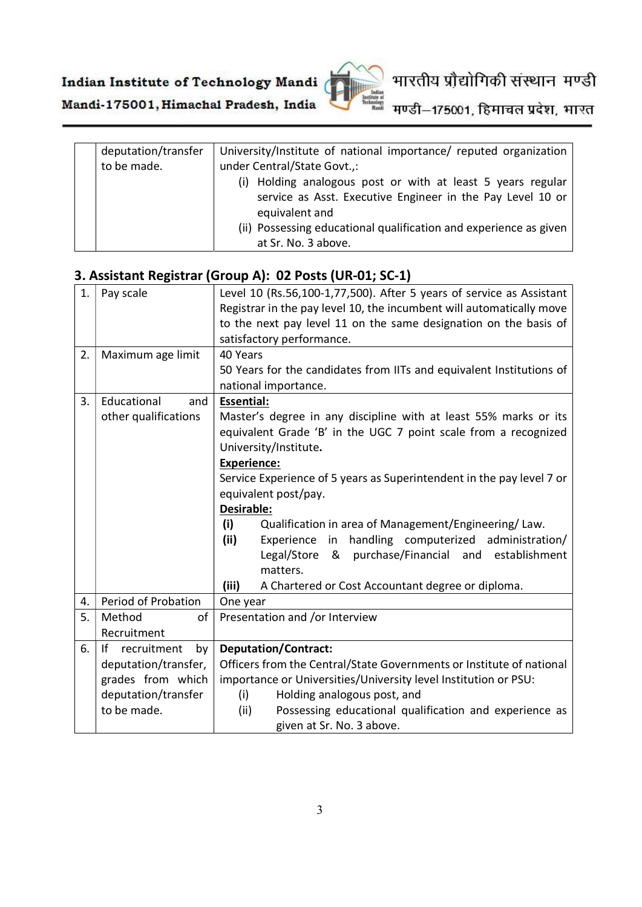| | | |
|---|---|---|
| | deputation/transfer to be made. | University/Institute of national importance/ reputed organization under Central/State Govt.,:<br>(i) Holding analogous post or with at least 5 years regular service as Asst. Executive Engineer in the Pay Level 10 or equivalent and<br>(ii) Possessing educational qualification and experience as given at Sr. No. 3 above. |

## 3. Assistant Registrar (Group A): 02 Posts (UR-01; SC-1)

| | | |
|---|---|---|
| 1. | Pay scale | Level 10 (Rs.56,100-1,77,500). After 5 years of service as Assistant Registrar in the pay level 10, the incumbent will automatically move to the next pay level 11 on the same designation on the basis of satisfactory performance. |
| 2. | Maximum age limit | 40 Years<br>50 Years for the candidates from IITs and equivalent Institutions of national importance. |
| 3. | Educational and other qualifications | **Essential:**<br>Master's degree in any discipline with at least 55% marks or its equivalent Grade 'B' in the UGC 7 point scale from a recognized University/Institute**.**<br>**Experience:**<br>Service Experience of 5 years as Superintendent in the pay level 7 or equivalent post/pay.<br>**Desirable:**<br>**(i)** Qualification in area of Management/Engineering/ Law.<br>**(ii)** Experience in handling computerized administration/ Legal/Store & purchase/Financial and establishment matters.<br>**(iii)** A Chartered or Cost Accountant degree or diploma. |
| 4. | Period of Probation | One year |
| 5. | Method of Recruitment | Presentation and /or Interview |
| 6. | If recruitment by deputation/transfer, grades from which deputation/transfer to be made. | **Deputation/Contract:**<br>Officers from the Central/State Governments or Institute of national importance or Universities/University level Institution or PSU:<br>(i) Holding analogous post, and<br>(ii) Possessing educational qualification and experience as given at Sr. No. 3 above. |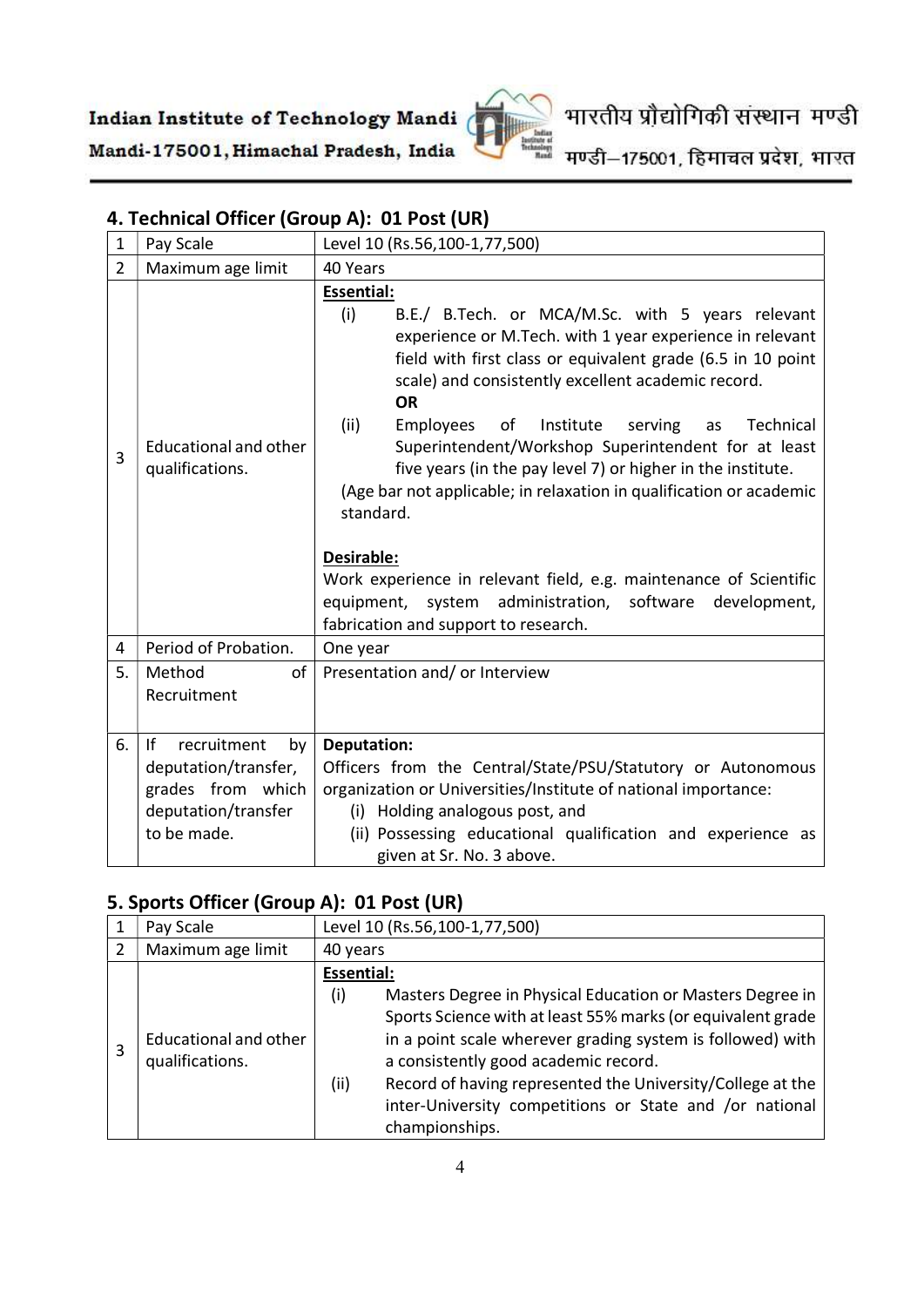## 4. Technical Officer (Group A): 01 Post (UR)

| 1 | Pay Scale | Level 10 (Rs.56,100-1,77,500) |
|---|---|---|
| 2 | Maximum age limit | 40 Years |
| 3 | Educational and other qualifications. | **Essential:**<br>(i) B.E./ B.Tech. or MCA/M.Sc. with 5 years relevant experience or M.Tech. with 1 year experience in relevant field with first class or equivalent grade (6.5 in 10 point scale) and consistently excellent academic record.<br>**OR**<br>(ii) Employees of Institute serving as Technical Superintendent/Workshop Superintendent for at least five years (in the pay level 7) or higher in the institute.<br>(Age bar not applicable; in relaxation in qualification or academic standard.<br><br>**Desirable:**<br>Work experience in relevant field, e.g. maintenance of Scientific equipment, system administration, software development, fabrication and support to research. |
| 4 | Period of Probation. | One year |
| 5. | Method of Recruitment | Presentation and/ or Interview |
| 6. | If recruitment by deputation/transfer, grades from which deputation/transfer to be made. | **Deputation:**<br>Officers from the Central/State/PSU/Statutory or Autonomous organization or Universities/Institute of national importance:<br>(i) Holding analogous post, and<br>(ii) Possessing educational qualification and experience as given at Sr. No. 3 above. |

## 5. Sports Officer (Group A): 01 Post (UR)

| 1 | Pay Scale | Level 10 (Rs.56,100-1,77,500) |
|---|---|---|
| 2 | Maximum age limit | 40 years |
| 3 | Educational and other qualifications. | **Essential:**<br>(i) Masters Degree in Physical Education or Masters Degree in Sports Science with at least 55% marks (or equivalent grade in a point scale wherever grading system is followed) with a consistently good academic record.<br>(ii) Record of having represented the University/College at the inter-University competitions or State and /or national championships. |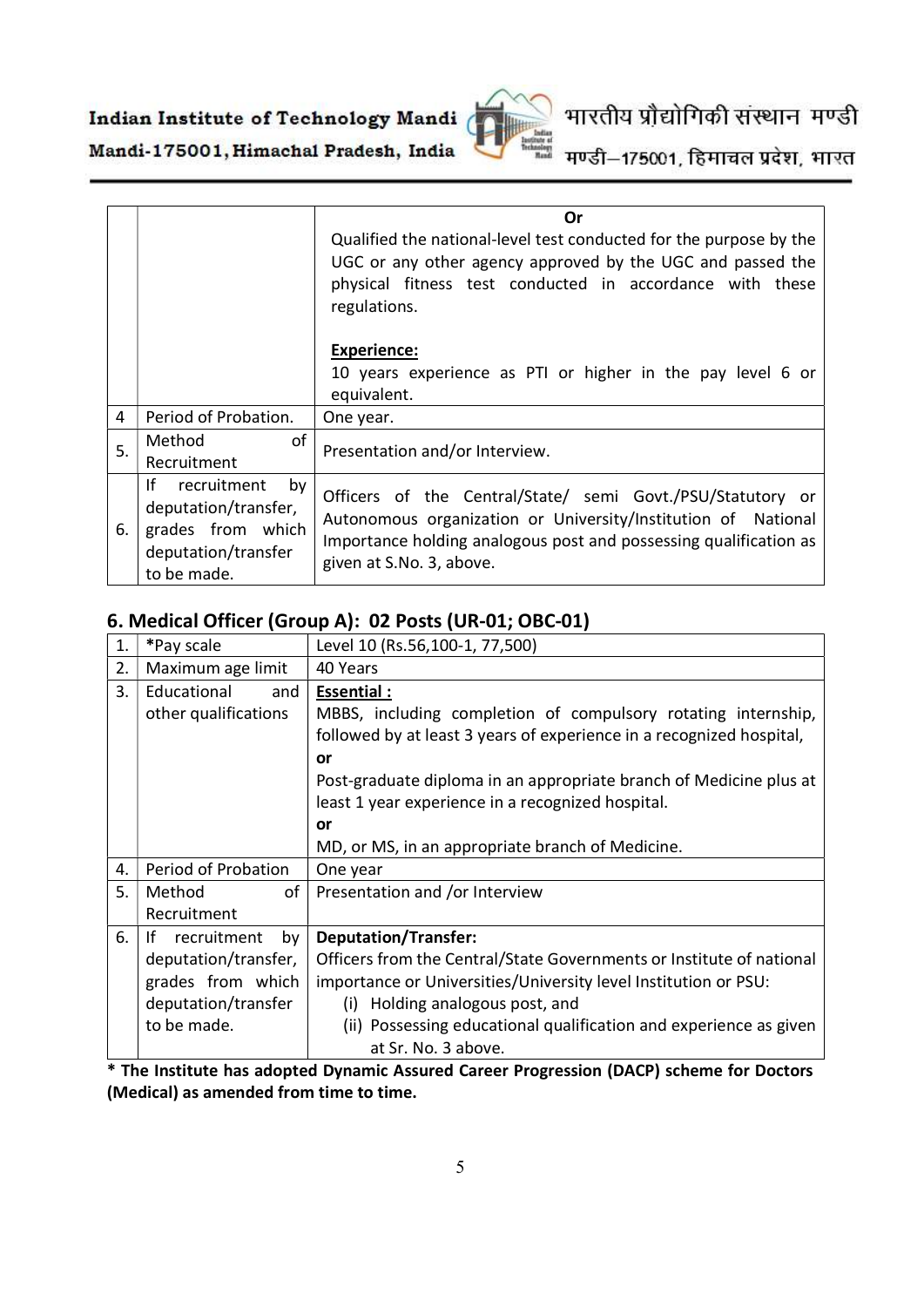| | | |
|---|---|---|
| | | **Or**<br>Qualified the national-level test conducted for the purpose by the UGC or any other agency approved by the UGC and passed the physical fitness test conducted in accordance with these regulations.<br><br>**Experience:**<br>10 years experience as PTI or higher in the pay level 6 or equivalent. |
| 4 | Period of Probation. | One year. |
| 5. | Method of Recruitment | Presentation and/or Interview. |
| 6. | If recruitment by deputation/transfer, grades from which deputation/transfer to be made. | Officers of the Central/State/ semi Govt./PSU/Statutory or Autonomous organization or University/Institution of National Importance holding analogous post and possessing qualification as given at S.No. 3, above. |

## 6. Medical Officer (Group A): 02 Posts (UR-01; OBC-01)

| | | |
|---|---|---|
| 1. | *Pay scale | Level 10 (Rs.56,100-1, 77,500) |
| 2. | Maximum age limit | 40 Years |
| 3. | Educational and other qualifications | **Essential :**<br>MBBS, including completion of compulsory rotating internship, followed by at least 3 years of experience in a recognized hospital,<br>**or**<br>Post-graduate diploma in an appropriate branch of Medicine plus at least 1 year experience in a recognized hospital.<br>**or**<br>MD, or MS, in an appropriate branch of Medicine. |
| 4. | Period of Probation | One year |
| 5. | Method of Recruitment | Presentation and /or Interview |
| 6. | If recruitment by deputation/transfer, grades from which deputation/transfer to be made. | **Deputation/Transfer:**<br>Officers from the Central/State Governments or Institute of national importance or Universities/University level Institution or PSU:<br>(i) Holding analogous post, and<br>(ii) Possessing educational qualification and experience as given at Sr. No. 3 above. |

**\* The Institute has adopted Dynamic Assured Career Progression (DACP) scheme for Doctors (Medical) as amended from time to time.**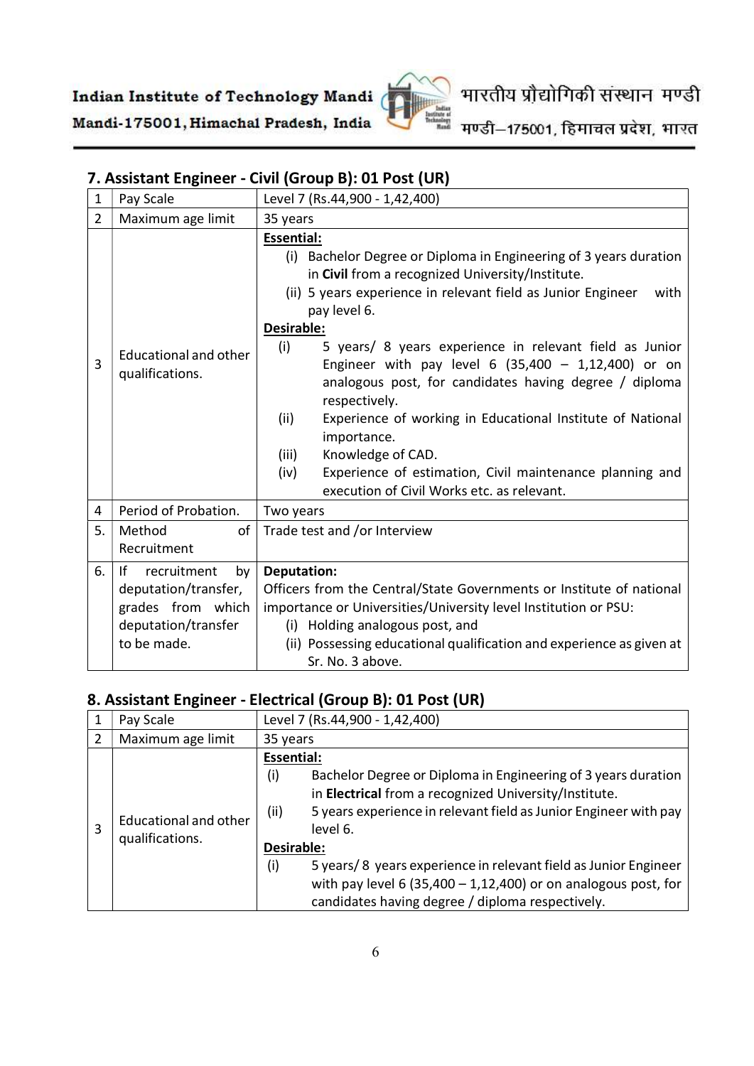### 7. Assistant Engineer - Civil (Group B): 01 Post (UR)

| | | |
|---|---|---|
| 1 | Pay Scale | Level 7 (Rs.44,900 - 1,42,400) |
| 2 | Maximum age limit | 35 years |
| 3 | Educational and other qualifications. | **Essential:**<br>(i) Bachelor Degree or Diploma in Engineering of 3 years duration in **Civil** from a recognized University/Institute.<br>(ii) 5 years experience in relevant field as Junior Engineer with pay level 6.<br>**Desirable:**<br>(i) 5 years/ 8 years experience in relevant field as Junior Engineer with pay level 6 (35,400 – 1,12,400) or on analogous post, for candidates having degree / diploma respectively.<br>(ii) Experience of working in Educational Institute of National importance.<br>(iii) Knowledge of CAD.<br>(iv) Experience of estimation, Civil maintenance planning and execution of Civil Works etc. as relevant. |
| 4 | Period of Probation. | Two years |
| 5. | Method of Recruitment | Trade test and /or Interview |
| 6. | If recruitment by deputation/transfer, grades from which deputation/transfer to be made. | **Deputation:**<br>Officers from the Central/State Governments or Institute of national importance or Universities/University level Institution or PSU:<br>(i) Holding analogous post, and<br>(ii) Possessing educational qualification and experience as given at Sr. No. 3 above. |

### 8. Assistant Engineer - Electrical (Group B): 01 Post (UR)

| | | |
|---|---|---|
| 1 | Pay Scale | Level 7 (Rs.44,900 - 1,42,400) |
| 2 | Maximum age limit | 35 years |
| 3 | Educational and other qualifications. | **Essential:**<br>(i) Bachelor Degree or Diploma in Engineering of 3 years duration in **Electrical** from a recognized University/Institute.<br>(ii) 5 years experience in relevant field as Junior Engineer with pay level 6.<br>**Desirable:**<br>(i) 5 years/ 8 years experience in relevant field as Junior Engineer with pay level 6 (35,400 – 1,12,400) or on analogous post, for candidates having degree / diploma respectively. |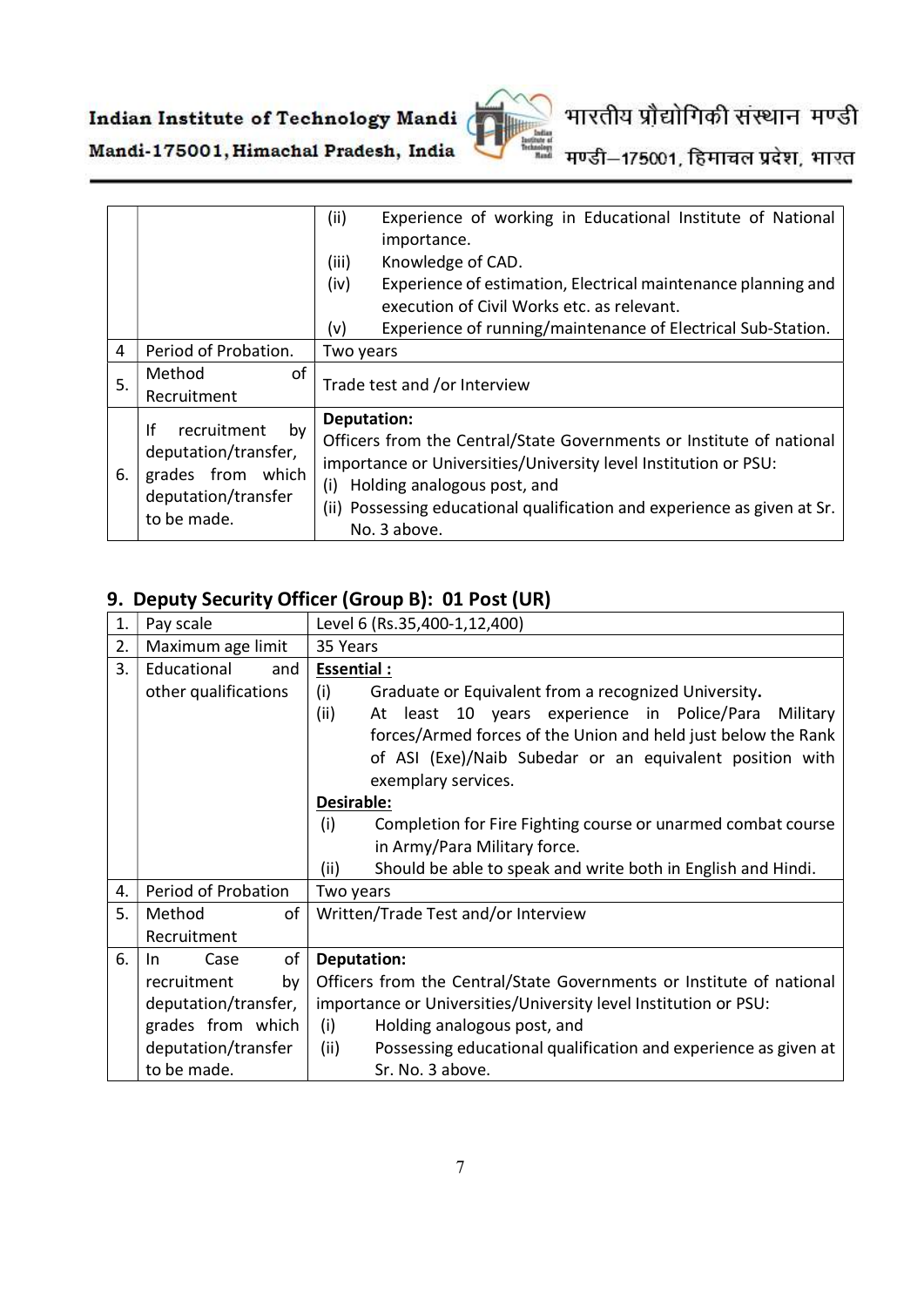| | | |
|---|---|---|
| | | (ii) Experience of working in Educational Institute of National importance.<br>(iii) Knowledge of CAD.<br>(iv) Experience of estimation, Electrical maintenance planning and execution of Civil Works etc. as relevant.<br>(v) Experience of running/maintenance of Electrical Sub-Station. |
| 4 | Period of Probation. | Two years |
| 5. | Method of Recruitment | Trade test and /or Interview |
| 6. | If recruitment by deputation/transfer, grades from which deputation/transfer to be made. | **Deputation:**<br>Officers from the Central/State Governments or Institute of national importance or Universities/University level Institution or PSU:<br>(i) Holding analogous post, and<br>(ii) Possessing educational qualification and experience as given at Sr. No. 3 above. |

## 9. Deputy Security Officer (Group B): 01 Post (UR)

| | | |
|---|---|---|
| 1. | Pay scale | Level 6 (Rs.35,400-1,12,400) |
| 2. | Maximum age limit | 35 Years |
| 3. | Educational and other qualifications | **Essential :**<br>(i) Graduate or Equivalent from a recognized University.<br>(ii) At least 10 years experience in Police/Para Military forces/Armed forces of the Union and held just below the Rank of ASI (Exe)/Naib Subedar or an equivalent position with exemplary services.<br>**Desirable:**<br>(i) Completion for Fire Fighting course or unarmed combat course in Army/Para Military force.<br>(ii) Should be able to speak and write both in English and Hindi. |
| 4. | Period of Probation | Two years |
| 5. | Method of Recruitment | Written/Trade Test and/or Interview |
| 6. | In Case of recruitment by deputation/transfer, grades from which deputation/transfer to be made. | **Deputation:**<br>Officers from the Central/State Governments or Institute of national importance or Universities/University level Institution or PSU:<br>(i) Holding analogous post, and<br>(ii) Possessing educational qualification and experience as given at Sr. No. 3 above. |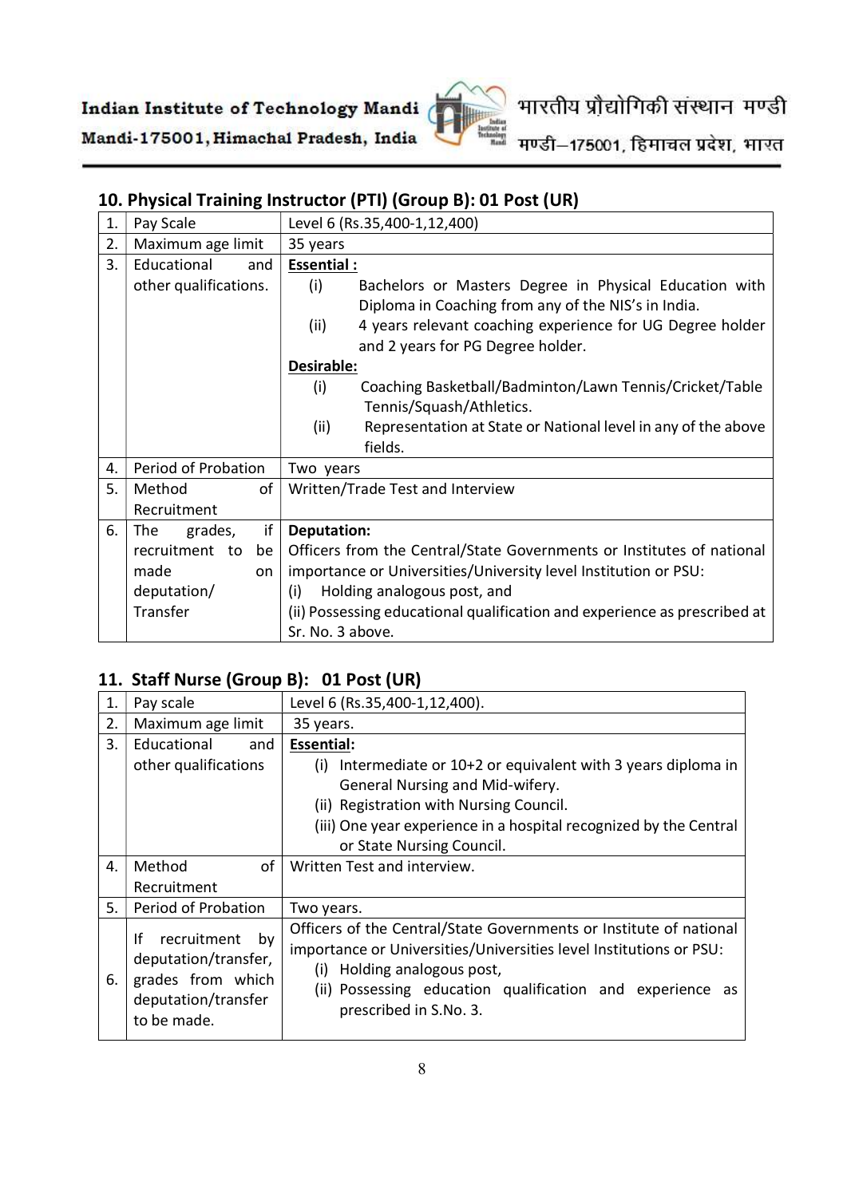## 10. Physical Training Instructor (PTI) (Group B): 01 Post (UR)

| | | |
|---|---|---|
| 1. | Pay Scale | Level 6 (Rs.35,400-1,12,400) |
| 2. | Maximum age limit | 35 years |
| 3. | Educational and other qualifications. | **Essential :**<br>(i) Bachelors or Masters Degree in Physical Education with Diploma in Coaching from any of the NIS's in India.<br>(ii) 4 years relevant coaching experience for UG Degree holder and 2 years for PG Degree holder.<br>**Desirable:**<br>(i) Coaching Basketball/Badminton/Lawn Tennis/Cricket/Table Tennis/Squash/Athletics.<br>(ii) Representation at State or National level in any of the above fields. |
| 4. | Period of Probation | Two years |
| 5. | Method of Recruitment | Written/Trade Test and Interview |
| 6. | The grades, if recruitment to be made on deputation/ Transfer | **Deputation:**<br>Officers from the Central/State Governments or Institutes of national importance or Universities/University level Institution or PSU:<br>(i) Holding analogous post, and<br>(ii) Possessing educational qualification and experience as prescribed at Sr. No. 3 above. |

## 11. Staff Nurse (Group B): 01 Post (UR)

| | | |
|---|---|---|
| 1. | Pay scale | Level 6 (Rs.35,400-1,12,400). |
| 2. | Maximum age limit | 35 years. |
| 3. | Educational and other qualifications | **Essential:**<br>(i) Intermediate or 10+2 or equivalent with 3 years diploma in General Nursing and Mid-wifery.<br>(ii) Registration with Nursing Council.<br>(iii) One year experience in a hospital recognized by the Central or State Nursing Council. |
| 4. | Method of Recruitment | Written Test and interview. |
| 5. | Period of Probation | Two years. |
| 6. | If recruitment by deputation/transfer, grades from which deputation/transfer to be made. | Officers of the Central/State Governments or Institute of national importance or Universities/Universities level Institutions or PSU:<br>(i) Holding analogous post,<br>(ii) Possessing education qualification and experience as prescribed in S.No. 3. |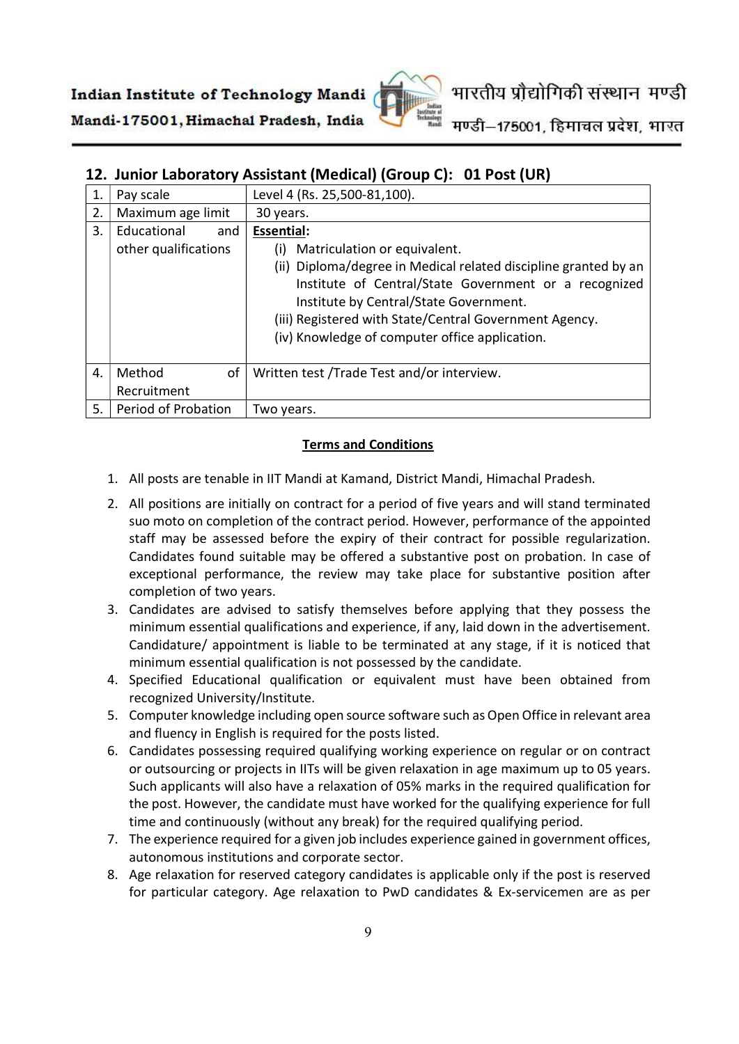## 12. Junior Laboratory Assistant (Medical) (Group C): 01 Post (UR)

| 1. | Pay scale | Level 4 (Rs. 25,500-81,100). |
|---|---|---|
| 2. | Maximum age limit | 30 years. |
| 3. | Educational and other qualifications | **Essential:** (i) Matriculation or equivalent. (ii) Diploma/degree in Medical related discipline granted by an Institute of Central/State Government or a recognized Institute by Central/State Government. (iii) Registered with State/Central Government Agency. (iv) Knowledge of computer office application. |
| 4. | Method of Recruitment | Written test /Trade Test and/or interview. |
| 5. | Period of Probation | Two years. |

### Terms and Conditions

1. All posts are tenable in IIT Mandi at Kamand, District Mandi, Himachal Pradesh.
2. All positions are initially on contract for a period of five years and will stand terminated suo moto on completion of the contract period. However, performance of the appointed staff may be assessed before the expiry of their contract for possible regularization. Candidates found suitable may be offered a substantive post on probation. In case of exceptional performance, the review may take place for substantive position after completion of two years.
3. Candidates are advised to satisfy themselves before applying that they possess the minimum essential qualifications and experience, if any, laid down in the advertisement. Candidature/ appointment is liable to be terminated at any stage, if it is noticed that minimum essential qualification is not possessed by the candidate.
4. Specified Educational qualification or equivalent must have been obtained from recognized University/Institute.
5. Computer knowledge including open source software such as Open Office in relevant area and fluency in English is required for the posts listed.
6. Candidates possessing required qualifying working experience on regular or on contract or outsourcing or projects in IITs will be given relaxation in age maximum up to 05 years. Such applicants will also have a relaxation of 05% marks in the required qualification for the post. However, the candidate must have worked for the qualifying experience for full time and continuously (without any break) for the required qualifying period.
7. The experience required for a given job includes experience gained in government offices, autonomous institutions and corporate sector.
8. Age relaxation for reserved category candidates is applicable only if the post is reserved for particular category. Age relaxation to PwD candidates & Ex-servicemen are as per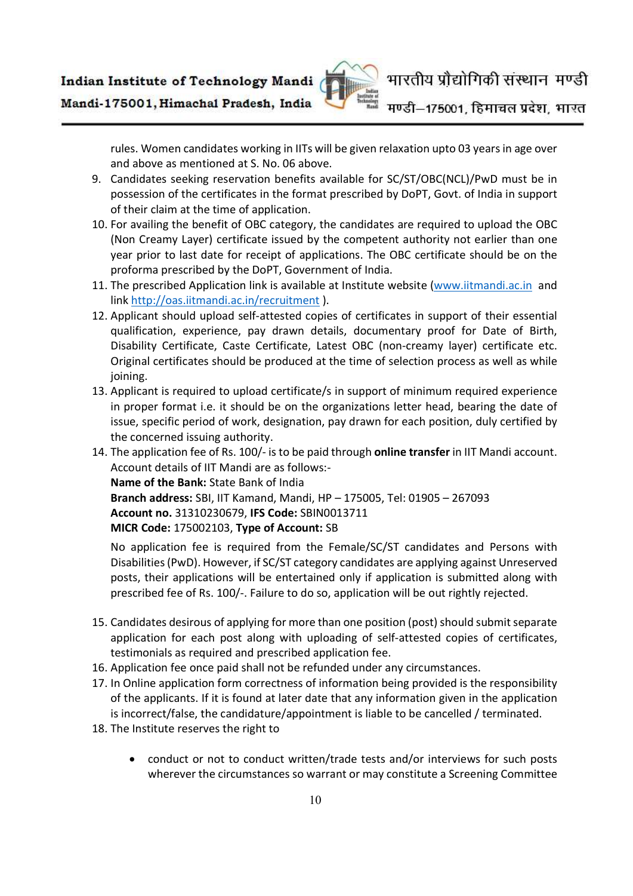rules. Women candidates working in IITs will be given relaxation upto 03 years in age over and above as mentioned at S. No. 06 above.

9. Candidates seeking reservation benefits available for SC/ST/OBC(NCL)/PwD must be in possession of the certificates in the format prescribed by DoPT, Govt. of India in support of their claim at the time of application.
10. For availing the benefit of OBC category, the candidates are required to upload the OBC (Non Creamy Layer) certificate issued by the competent authority not earlier than one year prior to last date for receipt of applications. The OBC certificate should be on the proforma prescribed by the DoPT, Government of India.
11. The prescribed Application link is available at Institute website (www.iitmandi.ac.in and link http://oas.iitmandi.ac.in/recruitment ).
12. Applicant should upload self-attested copies of certificates in support of their essential qualification, experience, pay drawn details, documentary proof for Date of Birth, Disability Certificate, Caste Certificate, Latest OBC (non-creamy layer) certificate etc. Original certificates should be produced at the time of selection process as well as while joining.
13. Applicant is required to upload certificate/s in support of minimum required experience in proper format i.e. it should be on the organizations letter head, bearing the date of issue, specific period of work, designation, pay drawn for each position, duly certified by the concerned issuing authority.
14. The application fee of Rs. 100/- is to be paid through **online transfer** in IIT Mandi account. Account details of IIT Mandi are as follows:-
    **Name of the Bank:** State Bank of India
    **Branch address:** SBI, IIT Kamand, Mandi, HP – 175005, Tel: 01905 – 267093
    **Account no.** 31310230679, **IFS Code:** SBIN0013711
    **MICR Code:** 175002103, **Type of Account:** SB

    No application fee is required from the Female/SC/ST candidates and Persons with Disabilities (PwD). However, if SC/ST category candidates are applying against Unreserved posts, their applications will be entertained only if application is submitted along with prescribed fee of Rs. 100/-. Failure to do so, application will be out rightly rejected.

15. Candidates desirous of applying for more than one position (post) should submit separate application for each post along with uploading of self-attested copies of certificates, testimonials as required and prescribed application fee.
16. Application fee once paid shall not be refunded under any circumstances.
17. In Online application form correctness of information being provided is the responsibility of the applicants. If it is found at later date that any information given in the application is incorrect/false, the candidature/appointment is liable to be cancelled / terminated.
18. The Institute reserves the right to

    - conduct or not to conduct written/trade tests and/or interviews for such posts wherever the circumstances so warrant or may constitute a Screening Committee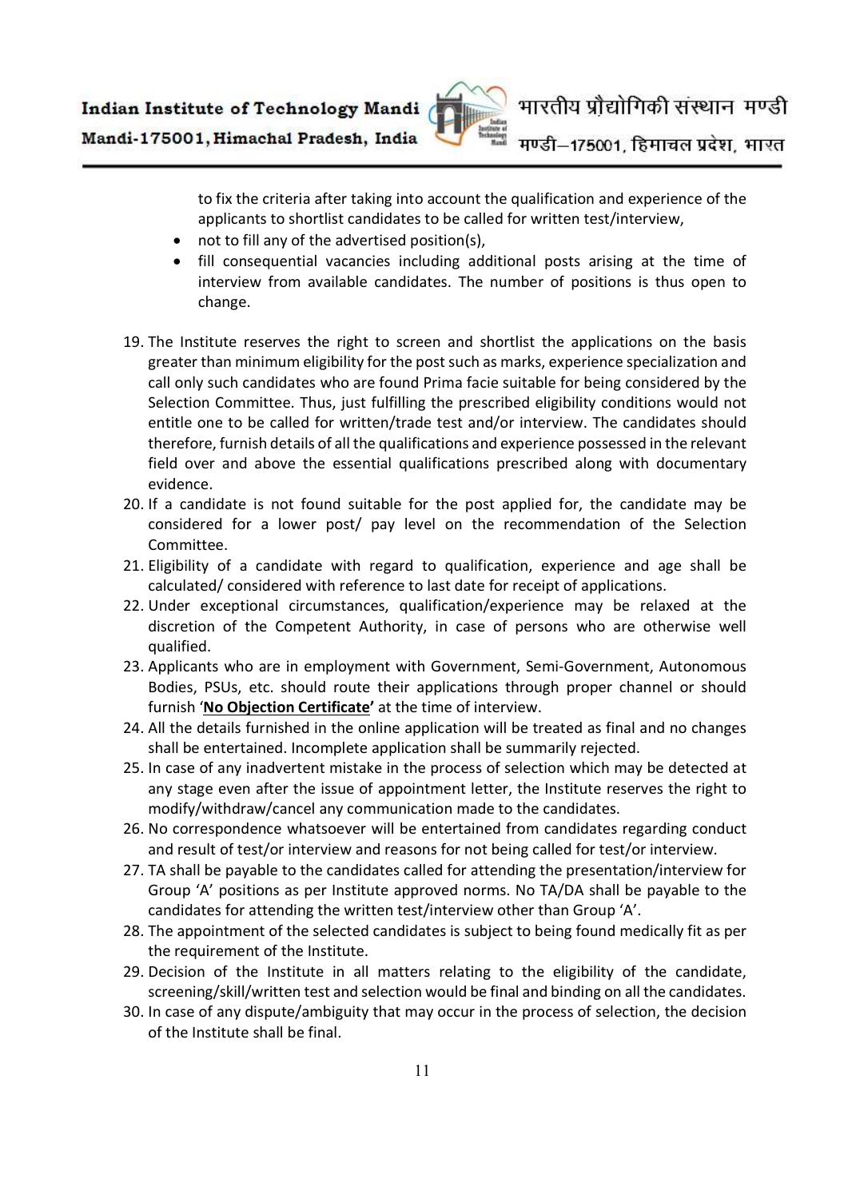to fix the criteria after taking into account the qualification and experience of the applicants to shortlist candidates to be called for written test/interview,

- not to fill any of the advertised position(s),
- fill consequential vacancies including additional posts arising at the time of interview from available candidates. The number of positions is thus open to change.

19. The Institute reserves the right to screen and shortlist the applications on the basis greater than minimum eligibility for the post such as marks, experience specialization and call only such candidates who are found Prima facie suitable for being considered by the Selection Committee. Thus, just fulfilling the prescribed eligibility conditions would not entitle one to be called for written/trade test and/or interview. The candidates should therefore, furnish details of all the qualifications and experience possessed in the relevant field over and above the essential qualifications prescribed along with documentary evidence.
20. If a candidate is not found suitable for the post applied for, the candidate may be considered for a lower post/ pay level on the recommendation of the Selection Committee.
21. Eligibility of a candidate with regard to qualification, experience and age shall be calculated/ considered with reference to last date for receipt of applications.
22. Under exceptional circumstances, qualification/experience may be relaxed at the discretion of the Competent Authority, in case of persons who are otherwise well qualified.
23. Applicants who are in employment with Government, Semi-Government, Autonomous Bodies, PSUs, etc. should route their applications through proper channel or should furnish '**No Objection Certificate'** at the time of interview.
24. All the details furnished in the online application will be treated as final and no changes shall be entertained. Incomplete application shall be summarily rejected.
25. In case of any inadvertent mistake in the process of selection which may be detected at any stage even after the issue of appointment letter, the Institute reserves the right to modify/withdraw/cancel any communication made to the candidates.
26. No correspondence whatsoever will be entertained from candidates regarding conduct and result of test/or interview and reasons for not being called for test/or interview.
27. TA shall be payable to the candidates called for attending the presentation/interview for Group 'A' positions as per Institute approved norms. No TA/DA shall be payable to the candidates for attending the written test/interview other than Group 'A'.
28. The appointment of the selected candidates is subject to being found medically fit as per the requirement of the Institute.
29. Decision of the Institute in all matters relating to the eligibility of the candidate, screening/skill/written test and selection would be final and binding on all the candidates.
30. In case of any dispute/ambiguity that may occur in the process of selection, the decision of the Institute shall be final.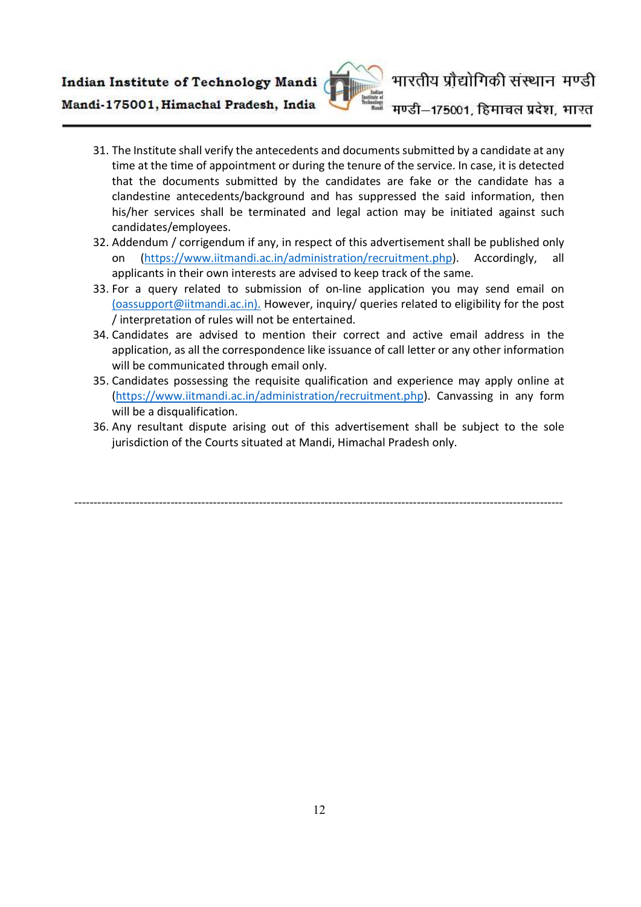31. The Institute shall verify the antecedents and documents submitted by a candidate at any time at the time of appointment or during the tenure of the service. In case, it is detected that the documents submitted by the candidates are fake or the candidate has a clandestine antecedents/background and has suppressed the said information, then his/her services shall be terminated and legal action may be initiated against such candidates/employees.
32. Addendum / corrigendum if any, in respect of this advertisement shall be published only on (https://www.iitmandi.ac.in/administration/recruitment.php). Accordingly, all applicants in their own interests are advised to keep track of the same.
33. For a query related to submission of on-line application you may send email on (oassupport@iitmandi.ac.in). However, inquiry/ queries related to eligibility for the post / interpretation of rules will not be entertained.
34. Candidates are advised to mention their correct and active email address in the application, as all the correspondence like issuance of call letter or any other information will be communicated through email only.
35. Candidates possessing the requisite qualification and experience may apply online at (https://www.iitmandi.ac.in/administration/recruitment.php). Canvassing in any form will be a disqualification.
36. Any resultant dispute arising out of this advertisement shall be subject to the sole jurisdiction of the Courts situated at Mandi, Himachal Pradesh only.

---